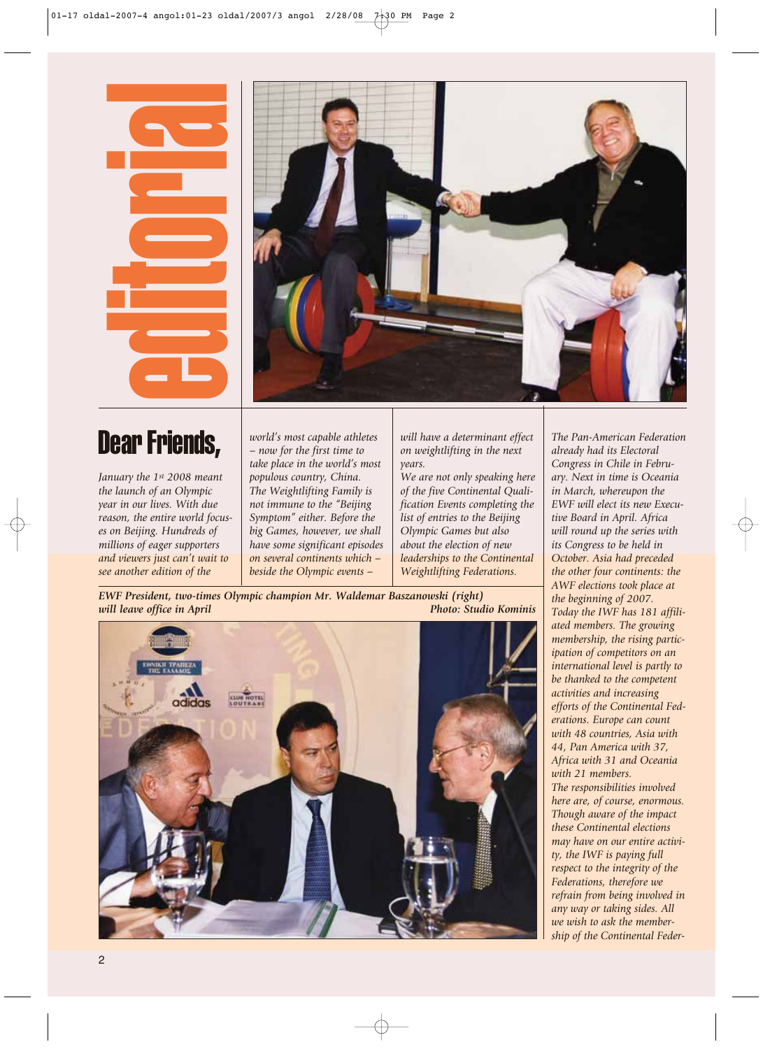# editorial

## Dear Friends,

*January the 1st 2008 meant the launch of an Olympic year in our lives. With due reason, the entire world focuses on Beijing. Hundreds of millions of eager supporters and viewers just can't wait to see another edition of the world's most capable athletes – now for the first time to take place in the world's most populous country, China.*

*The Weightlifting Family is not immune to the "Beijing Symptom" either. Before the big Games, however, we shall have some significant episodes on several continents which – beside the Olympic events – will have a determinant effect on weightlifting in the next years.*

*We are not only speaking here of the five Continental Qualification Events completing the list of entries to the Beijing Olympic Games but also about the election of new leaderships to the Continental Weightlifting Federations.*

*The Pan-American Federation already had its Electoral Congress in Chile in February. Next in time is Oceania in March, whereupon the EWF will elect its new Executive Board in April. Africa will round up the series with its Congress to be held in October. Asia had preceded the other four continents: the AWF elections took place at the beginning of 2007.*

*Today the IWF has 181 affiliated members. The growing membership, the rising participation of competitors on an international level is partly to be thanked to the competent activities and increasing efforts of the Continental Federations. Europe can count with 48 countries, Asia with 44, Pan America with 37, Africa with 31 and Oceania with 21 members.*

*The responsibilities involved here are, of course, enormous. Though aware of the impact these Continental elections may have on our entire activity, the IWF is paying full respect to the integrity of the Federations, therefore we refrain from being involved in any way or taking sides. All we wish to ask the membership of the Continental Feder-*

***EWF President, two-times Olympic champion Mr. Waldemar Baszanowski (right) will leave office in April*** ***Photo: Studio Kominis***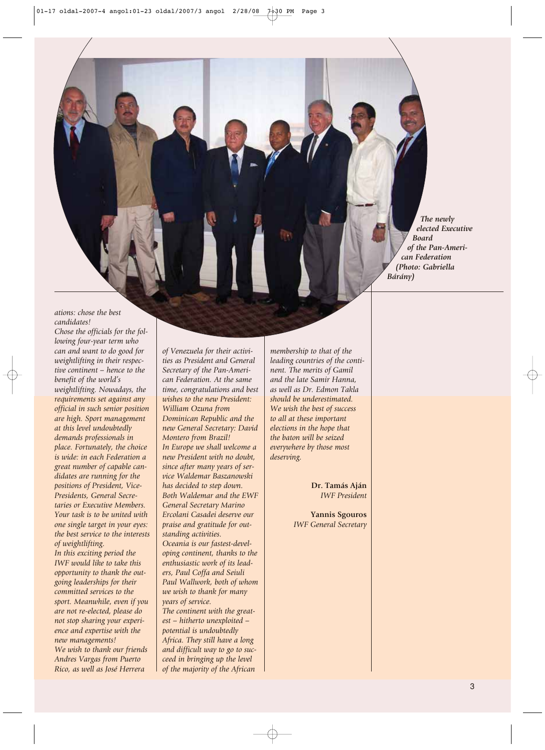*The newly elected Executive Board of the Pan-American Federation (Photo: Gabriella Bárány)*

*ations: chose the best candidates!*

*Chose the officials for the following four-year term who can and want to do good for weightlifting in their respective continent – hence to the benefit of the world's weightlifting. Nowadays, the requirements set against any official in such senior position are high. Sport management at this level undoubtedly demands professionals in place. Fortunately, the choice is wide: in each Federation a great number of capable candidates are running for the positions of President, Vice-Presidents, General Secretaries or Executive Members. Your task is to be united with one single target in your eyes: the best service to the interests of weightlifting.*

*In this exciting period the IWF would like to take this opportunity to thank the outgoing leaderships for their committed services to the sport. Meanwhile, even if you are not re-elected, please do not stop sharing your experience and expertise with the new managements!*

*We wish to thank our friends Andres Vargas from Puerto Rico, as well as José Herrera of Venezuela for their activities as President and General Secretary of the Pan-American Federation. At the same time, congratulations and best wishes to the new President: William Ozuna from Dominican Republic and the new General Secretary: David Montero from Brazil!*

*In Europe we shall welcome a new President with no doubt, since after many years of service Waldemar Baszanowski has decided to step down. Both Waldemar and the EWF General Secretary Marino Ercolani Casadei deserve our praise and gratitude for outstanding activities.*

*Oceania is our fastest-developing continent, thanks to the enthusiastic work of its leaders, Paul Coffa and Seiuli Paul Wallwork, both of whom we wish to thank for many years of service.*

*The continent with the greatest – hitherto unexploited – potential is undoubtedly Africa. They still have a long and difficult way to go to succeed in bringing up the level of the majority of the African membership to that of the leading countries of the continent. The merits of Gamil and the late Samir Hanna, as well as Dr. Edmon Takla should be underestimated. We wish the best of success to all at these important elections in the hope that the baton will be seized everywhere by those most deserving.*

**Dr. Tamás Aján**
*IWF President*

**Yannis Sgouros**
*IWF General Secretary*